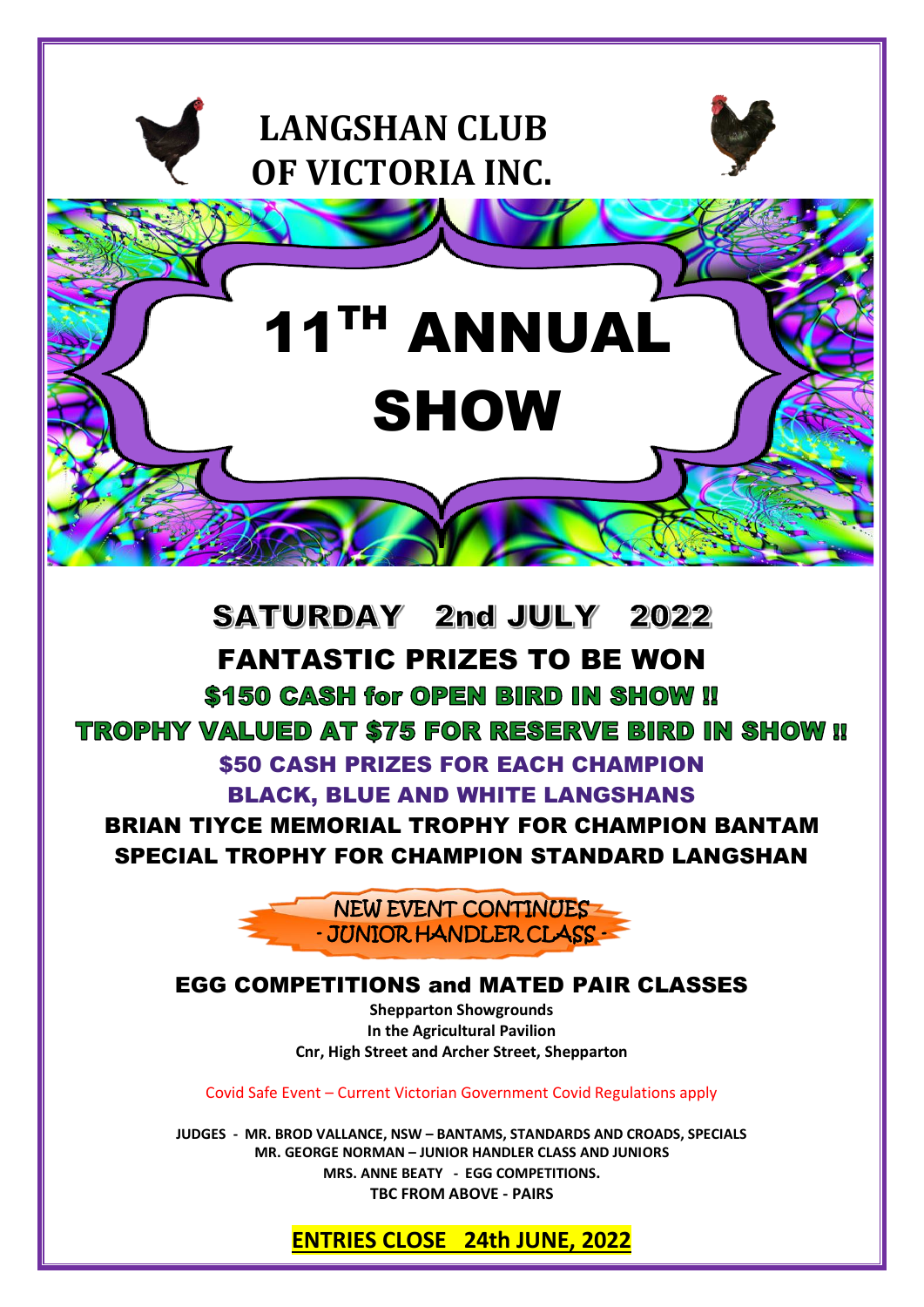# LANGSHAN CLUB OF VICTORIA INC.

# 11TH ANNUAL SHOW

## SATURDAY 2nd JULY 2022

## FANTASTIC PRIZES TO BE WON

**$150 CASH for OPEN BIRD IN SHOW !!**

**TROPHY VALUED AT $75 FOR RESERVE BIRD IN SHOW !!**

**$50 CASH PRIZES FOR EACH CHAMPION**

**BLACK, BLUE AND WHITE LANGSHANS**

**BRIAN TIYCE MEMORIAL TROPHY FOR CHAMPION BANTAM**

**SPECIAL TROPHY FOR CHAMPION STANDARD LANGSHAN**

NEW EVENT CONTINUES
- JUNIOR HANDLER CLASS -

## EGG COMPETITIONS and MATED PAIR CLASSES

**Shepparton Showgrounds**
**In the Agricultural Pavilion**
**Cnr, High Street and Archer Street, Shepparton**

Covid Safe Event – Current Victorian Government Covid Regulations apply

**JUDGES - MR. BROD VALLANCE, NSW – BANTAMS, STANDARDS AND CROADS, SPECIALS**
**MR. GEORGE NORMAN – JUNIOR HANDLER CLASS AND JUNIORS**
**MRS. ANNE BEATY - EGG COMPETITIONS.**
**TBC FROM ABOVE - PAIRS**

**ENTRIES CLOSE 24th JUNE, 2022**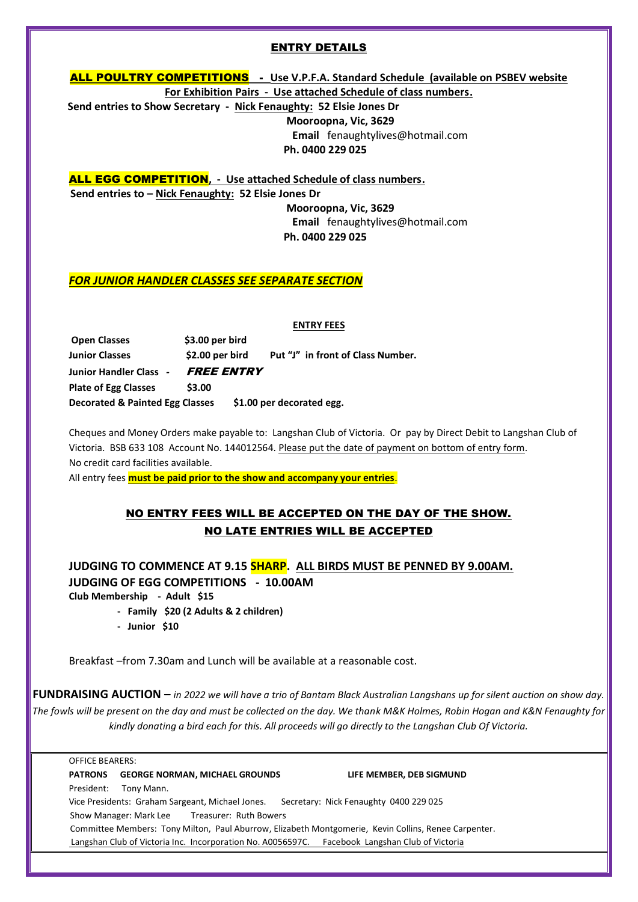## ENTRY DETAILS

**ALL POULTRY COMPETITIONS - Use V.P.F.A. Standard Schedule (available on PSBEV website**
**For Exhibition Pairs - Use attached Schedule of class numbers.**

**Send entries to Show Secretary - Nick Fenaughty: 52 Elsie Jones Dr**
**Mooroopna, Vic, 3629**
**Email** fenaughtylives@hotmail.com
**Ph. 0400 229 025**

**ALL EGG COMPETITION, - Use attached Schedule of class numbers.**

**Send entries to – Nick Fenaughty: 52 Elsie Jones Dr**
**Mooroopna, Vic, 3629**
**Email** fenaughtylives@hotmail.com
**Ph. 0400 229 025**

***FOR JUNIOR HANDLER CLASSES SEE SEPARATE SECTION***

**ENTRY FEES**

| | | |
|---|---|---|
| **Open Classes** | **$3.00 per bird** | |
| **Junior Classes** | **$2.00 per bird** | **Put "J" in front of Class Number.** |
| **Junior Handler Class -** | ***FREE ENTRY*** | |
| **Plate of Egg Classes** | **$3.00** | |
| **Decorated & Painted Egg Classes** | **$1.00 per decorated egg.** | |

Cheques and Money Orders make payable to: Langshan Club of Victoria. Or pay by Direct Debit to Langshan Club of Victoria. BSB 633 108 Account No. 144012564. Please put the date of payment on bottom of entry form.
No credit card facilities available.
All entry fees **must be paid prior to the show and accompany your entries**.

**NO ENTRY FEES WILL BE ACCEPTED ON THE DAY OF THE SHOW.**
**NO LATE ENTRIES WILL BE ACCEPTED**

**JUDGING TO COMMENCE AT 9.15 SHARP. ALL BIRDS MUST BE PENNED BY 9.00AM.**
**JUDGING OF EGG COMPETITIONS - 10.00AM**

**Club Membership - Adult $15**
- **Family $20 (2 Adults & 2 children)**
- **Junior $10**

Breakfast –from 7.30am and Lunch will be available at a reasonable cost.

**FUNDRAISING AUCTION –** *in 2022 we will have a trio of Bantam Black Australian Langshans up for silent auction on show day. The fowls will be present on the day and must be collected on the day. We thank M&K Holmes, Robin Hogan and K&N Fenaughty for kindly donating a bird each for this. All proceeds will go directly to the Langshan Club Of Victoria.*

OFFICE BEARERS:
**PATRONS GEORGE NORMAN, MICHAEL GROUNDS** **LIFE MEMBER, DEB SIGMUND**
President: Tony Mann.
Vice Presidents: Graham Sargeant, Michael Jones. Secretary: Nick Fenaughty 0400 229 025
Show Manager: Mark Lee Treasurer: Ruth Bowers
Committee Members: Tony Milton, Paul Aburrow, Elizabeth Montgomerie, Kevin Collins, Renee Carpenter.
Langshan Club of Victoria Inc. Incorporation No. A0056597C. Facebook Langshan Club of Victoria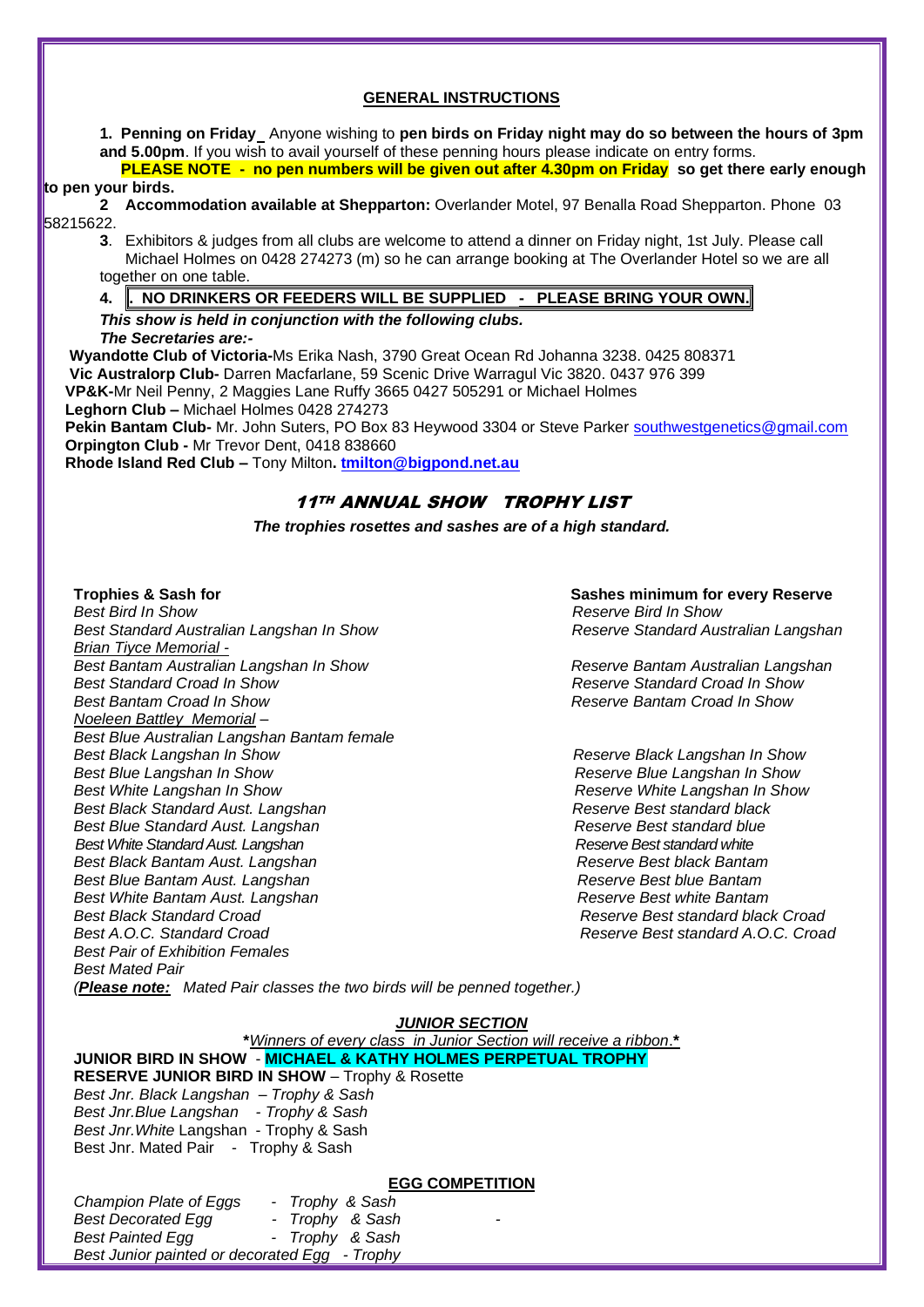## GENERAL INSTRUCTIONS

**1. Penning on Friday** Anyone wishing to **pen birds on Friday night may do so between the hours of 3pm and 5.00pm**. If you wish to avail yourself of these penning hours please indicate on entry forms.

**PLEASE NOTE - no pen numbers will be given out after 4.30pm on Friday so get there early enough to pen your birds.**

**2 Accommodation available at Shepparton:** Overlander Motel, 97 Benalla Road Shepparton. Phone 03 58215622.

**3**. Exhibitors & judges from all clubs are welcome to attend a dinner on Friday night, 1st July. Please call Michael Holmes on 0428 274273 (m) so he can arrange booking at The Overlander Hotel so we are all together on one table.

**4. NO DRINKERS OR FEEDERS WILL BE SUPPLIED - PLEASE BRING YOUR OWN.**

***This show is held in conjunction with the following clubs.***
***The Secretaries are:-***

**Wyandotte Club of Victoria-**Ms Erika Nash, 3790 Great Ocean Rd Johanna 3238. 0425 808371
**Vic Australorp Club-** Darren Macfarlane, 59 Scenic Drive Warragul Vic 3820. 0437 976 399
**VP&K-**Mr Neil Penny, 2 Maggies Lane Ruffy 3665 0427 505291 or Michael Holmes
**Leghorn Club –** Michael Holmes 0428 274273
**Pekin Bantam Club-** Mr. John Suters, PO Box 83 Heywood 3304 or Steve Parker southwestgenetics@gmail.com
**Orpington Club -** Mr Trevor Dent, 0418 838660
**Rhode Island Red Club –** Tony Milton**. tmilton@bigpond.net.au**

## 11TH ANNUAL SHOW TROPHY LIST

***The trophies rosettes and sashes are of a high standard.***

| **Trophies & Sash for** | **Sashes minimum for every Reserve** |
|---|---|
| *Best Bird In Show* | *Reserve Bird In Show* |
| *Best Standard Australian Langshan In Show* | *Reserve Standard Australian Langshan* |
| *Brian Tiyce Memorial - Best Bantam Australian Langshan In Show* | *Reserve Bantam Australian Langshan* |
| *Best Standard Croad In Show* | *Reserve Standard Croad In Show* |
| *Best Bantam Croad In Show* | *Reserve Bantam Croad In Show* |
| *Noeleen Battley Memorial – Best Blue Australian Langshan Bantam female* | |
| *Best Black Langshan In Show* | *Reserve Black Langshan In Show* |
| *Best Blue Langshan In Show* | *Reserve Blue Langshan In Show* |
| *Best White Langshan In Show* | *Reserve White Langshan In Show* |
| *Best Black Standard Aust. Langshan* | *Reserve Best standard black* |
| *Best Blue Standard Aust. Langshan* | *Reserve Best standard blue* |
| *Best White Standard Aust. Langshan* | *Reserve Best standard white* |
| *Best Black Bantam Aust. Langshan* | *Reserve Best black Bantam* |
| *Best Blue Bantam Aust. Langshan* | *Reserve Best blue Bantam* |
| *Best White Bantam Aust. Langshan* | *Reserve Best white Bantam* |
| *Best Black Standard Croad* | *Reserve Best standard black Croad* |
| *Best A.O.C. Standard Croad* | *Reserve Best standard A.O.C. Croad* |
| *Best Pair of Exhibition Females* | |
| *Best Mated Pair* | |

*(**Please note:** Mated Pair classes the two birds will be penned together.)*

### JUNIOR SECTION

***Winners of every class in Junior Section will receive a ribbon.***

**JUNIOR BIRD IN SHOW** - **MICHAEL & KATHY HOLMES PERPETUAL TROPHY**
**RESERVE JUNIOR BIRD IN SHOW** – Trophy & Rosette
*Best Jnr. Black Langshan – Trophy & Sash*
*Best Jnr.Blue Langshan - Trophy & Sash*
*Best Jnr.White* Langshan - Trophy & Sash
Best Jnr. Mated Pair - Trophy & Sash

### EGG COMPETITION

*Champion Plate of Eggs - Trophy & Sash*
*Best Decorated Egg - Trophy & Sash*
*Best Painted Egg - Trophy & Sash*
*Best Junior painted or decorated Egg - Trophy*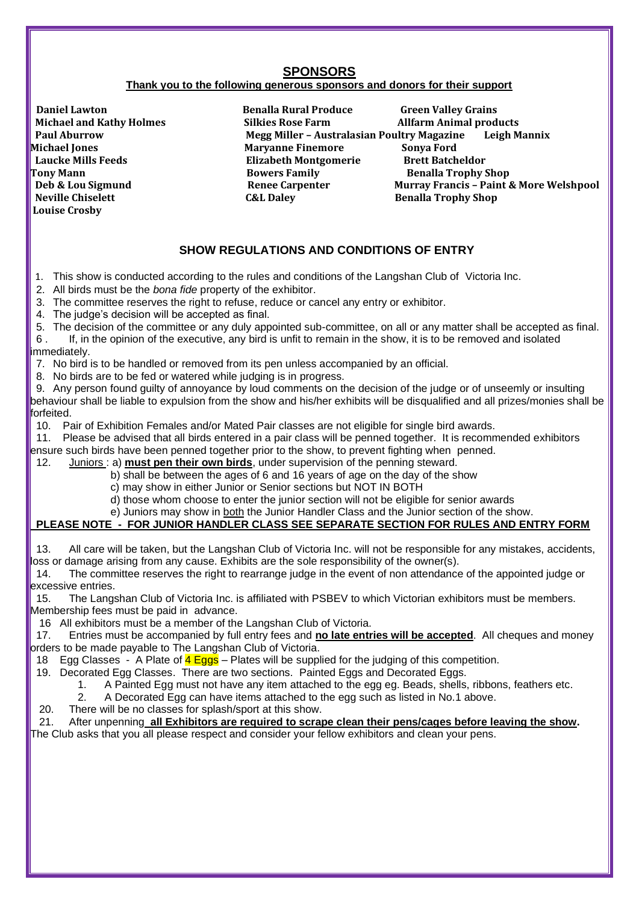## SPONSORS

**Thank you to the following generous sponsors and donors for their support**

**Daniel Lawton**
**Michael and Kathy Holmes**
**Paul Aburrow**
**Michael Jones**
**Laucke Mills Feeds**
**Tony Mann**
**Deb & Lou Sigmund**
**Neville Chiselett**
**Louise Crosby**
**Benalla Rural Produce**
**Silkies Rose Farm**
**Megg Miller – Australasian Poultry Magazine**
**Maryanne Finemore**
**Elizabeth Montgomerie**
**Bowers Family**
**Renee Carpenter**
**C&L Daley**
**Green Valley Grains**
**Allfarm Animal products**
**Leigh Mannix**
**Sonya Ford**
**Brett Batcheldor**
**Benalla Trophy Shop**
**Murray Francis – Paint & More Welshpool**
**Benalla Trophy Shop**

## SHOW REGULATIONS AND CONDITIONS OF ENTRY

1. This show is conducted according to the rules and conditions of the Langshan Club of Victoria Inc.
2. All birds must be the *bona fide* property of the exhibitor.
3. The committee reserves the right to refuse, reduce or cancel any entry or exhibitor.
4. The judge's decision will be accepted as final.
5. The decision of the committee or any duly appointed sub-committee, on all or any matter shall be accepted as final.
6. If, in the opinion of the executive, any bird is unfit to remain in the show, it is to be removed and isolated immediately.
7. No bird is to be handled or removed from its pen unless accompanied by an official.
8. No birds are to be fed or watered while judging is in progress.
9. Any person found guilty of annoyance by loud comments on the decision of the judge or of unseemly or insulting behaviour shall be liable to expulsion from the show and his/her exhibits will be disqualified and all prizes/monies shall be forfeited.
10. Pair of Exhibition Females and/or Mated Pair classes are not eligible for single bird awards.
11. Please be advised that all birds entered in a pair class will be penned together. It is recommended exhibitors ensure such birds have been penned together prior to the show, to prevent fighting when penned.
12. Juniors : a) **must pen their own birds**, under supervision of the penning steward.
    b) shall be between the ages of 6 and 16 years of age on the day of the show
    c) may show in either Junior or Senior sections but NOT IN BOTH
    d) those whom choose to enter the junior section will not be eligible for senior awards
    e) Juniors may show in both the Junior Handler Class and the Junior section of the show.

**PLEASE NOTE - FOR JUNIOR HANDLER CLASS SEE SEPARATE SECTION FOR RULES AND ENTRY FORM**

13. All care will be taken, but the Langshan Club of Victoria Inc. will not be responsible for any mistakes, accidents, loss or damage arising from any cause. Exhibits are the sole responsibility of the owner(s).
14. The committee reserves the right to rearrange judge in the event of non attendance of the appointed judge or excessive entries.
15. The Langshan Club of Victoria Inc. is affiliated with PSBEV to which Victorian exhibitors must be members. Membership fees must be paid in advance.
16. All exhibitors must be a member of the Langshan Club of Victoria.
17. Entries must be accompanied by full entry fees and **no late entries will be accepted**. All cheques and money orders to be made payable to The Langshan Club of Victoria.
18. Egg Classes - A Plate of 4 Eggs – Plates will be supplied for the judging of this competition.
19. Decorated Egg Classes. There are two sections. Painted Eggs and Decorated Eggs.
    1. A Painted Egg must not have any item attached to the egg eg. Beads, shells, ribbons, feathers etc.
    2. A Decorated Egg can have items attached to the egg such as listed in No.1 above.
20. There will be no classes for splash/sport at this show.
21. After unpenning **all Exhibitors are required to scrape clean their pens/cages before leaving the show.** The Club asks that you all please respect and consider your fellow exhibitors and clean your pens.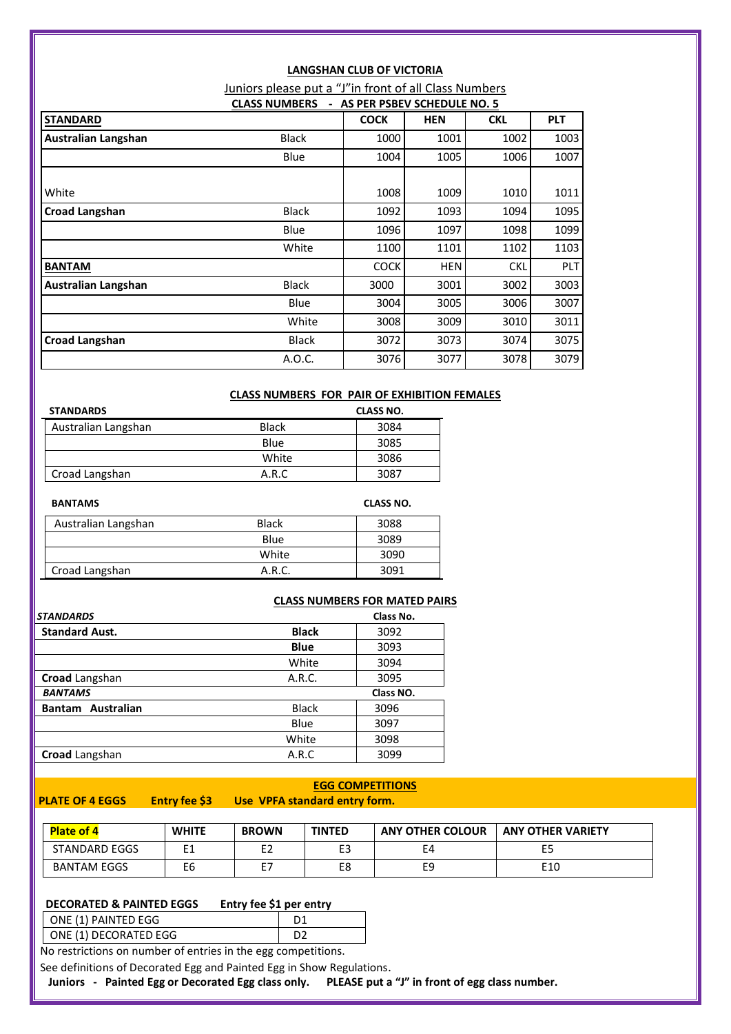**LANGSHAN CLUB OF VICTORIA**

Juniors please put a "J" in front of all Class Numbers

**CLASS NUMBERS - AS PER PSBEV SCHEDULE NO. 5**

| **STANDARD** | | **COCK** | **HEN** | **CKL** | **PLT** |
|---|---|---|---|---|---|
| **Australian Langshan** | Black | 1000 | 1001 | 1002 | 1003 |
| | Blue | 1004 | 1005 | 1006 | 1007 |
| White | | 1008 | 1009 | 1010 | 1011 |
| **Croad Langshan** | Black | 1092 | 1093 | 1094 | 1095 |
| | Blue | 1096 | 1097 | 1098 | 1099 |
| | White | 1100 | 1101 | 1102 | 1103 |
| **BANTAM** | | COCK | HEN | CKL | PLT |
| **Australian Langshan** | Black | 3000 | 3001 | 3002 | 3003 |
| | Blue | 3004 | 3005 | 3006 | 3007 |
| | White | 3008 | 3009 | 3010 | 3011 |
| **Croad Langshan** | Black | 3072 | 3073 | 3074 | 3075 |
| | A.O.C. | 3076 | 3077 | 3078 | 3079 |

**CLASS NUMBERS FOR PAIR OF EXHIBITION FEMALES**

| **STANDARDS** | | **CLASS NO.** |
|---|---|---|
| Australian Langshan | Black | 3084 |
| | Blue | 3085 |
| | White | 3086 |
| Croad Langshan | A.R.C | 3087 |

| **BANTAMS** | | **CLASS NO.** |
|---|---|---|
| Australian Langshan | Black | 3088 |
| | Blue | 3089 |
| | White | 3090 |
| Croad Langshan | A.R.C. | 3091 |

**CLASS NUMBERS FOR MATED PAIRS**

| ***STANDARDS*** | | **Class No.** |
|---|---|---|
| **Standard Aust.** | **Black** | 3092 |
| | **Blue** | 3093 |
| | White | 3094 |
| **Croad** Langshan | A.R.C. | 3095 |
| ***BANTAMS*** | | **Class NO.** |
| **Bantam Australian** | Black | 3096 |
| | Blue | 3097 |
| | White | 3098 |
| **Croad** Langshan | A.R.C | 3099 |

**EGG COMPETITIONS**

**PLATE OF 4 EGGS** **Entry fee $3** **Use VPFA standard entry form.**

| **Plate of 4** | **WHITE** | **BROWN** | **TINTED** | **ANY OTHER COLOUR** | **ANY OTHER VARIETY** |
|---|---|---|---|---|---|
| STANDARD EGGS | E1 | E2 | E3 | E4 | E5 |
| BANTAM EGGS | E6 | E7 | E8 | E9 | E10 |

**DECORATED & PAINTED EGGS** **Entry fee $1 per entry**

| | |
|---|---|
| ONE (1) PAINTED EGG | D1 |
| ONE (1) DECORATED EGG | D2 |

No restrictions on number of entries in the egg competitions.

See definitions of Decorated Egg and Painted Egg in Show Regulations.

**Juniors - Painted Egg or Decorated Egg class only. PLEASE put a "J" in front of egg class number.**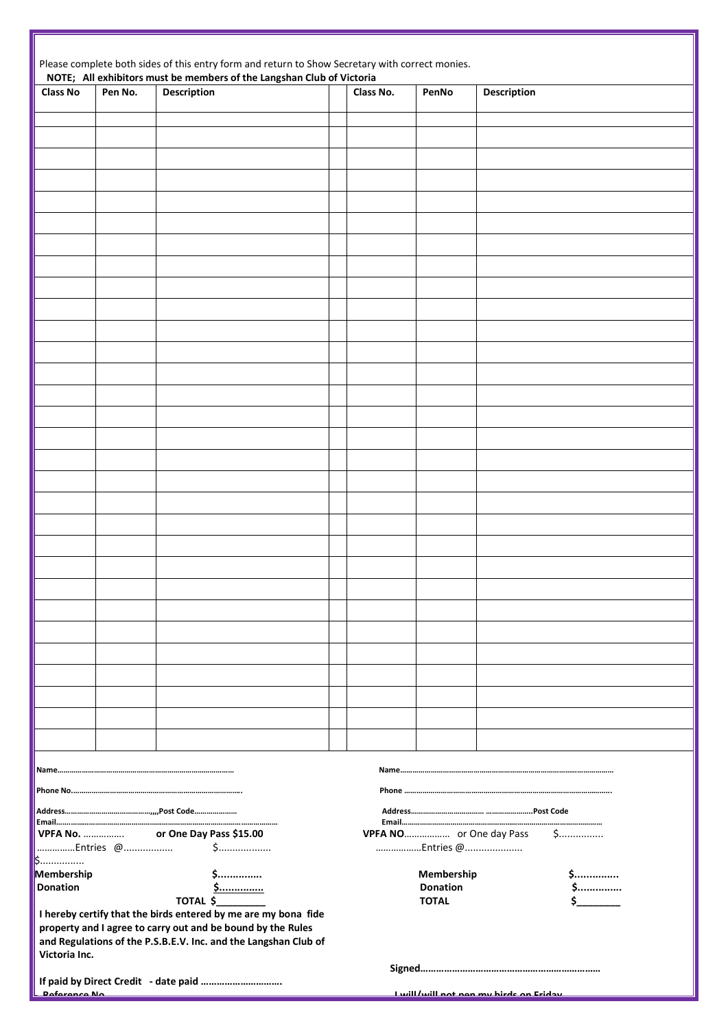Please complete both sides of this entry form and return to Show Secretary with correct monies.

**NOTE; All exhibitors must be members of the Langshan Club of Victoria**

| Class No | Pen No. | Description | | Class No. | PenNo | Description |
|---|---|---|---|---|---|---|
| | | | | | | |
| | | | | | | |
| | | | | | | |
| | | | | | | |
| | | | | | | |
| | | | | | | |
| | | | | | | |
| | | | | | | |
| | | | | | | |
| | | | | | | |
| | | | | | | |
| | | | | | | |
| | | | | | | |
| | | | | | | |
| | | | | | | |
| | | | | | | |
| | | | | | | |
| | | | | | | |
| | | | | | | |
| | | | | | | |
| | | | | | | |
| | | | | | | |
| | | | | | | |
| | | | | | | |
| | | | | | | |
| | | | | | | |
| | | | | | | |
| | | | | | | |
| | | | | | | |
| | | | | | | |

**Name………………………………………………………………………**

**Phone No…………………………………………………………………….**

**Address…………………………………,,,,Post Code…………………**

**Email…………………………………………………………………………………………**

**VPFA No.** ……………. **or One Day Pass $15.00**

……………Entries @…………….. $……………..

$…………….

**Membership** **$…………..**

**Donation** **$…………..**

**TOTAL $\_\_\_\_\_\_\_\_\_**

**I hereby certify that the birds entered by me are my bona fide property and I agree to carry out and be bound by the Rules and Regulations of the P.S.B.E.V. Inc. and the Langshan Club of Victoria Inc.**

**If paid by Direct Credit - date paid …………………………..**

**Reference No**

**Name…………………………………………………………………………………………**

**Phone ……………………………………………………………………………………..**

**Address……………………………… …………………..Post Code**

**Email…………………………………………………………………………………………**

**VPFA NO**……………… or One day Pass $……………..

………………Entries @………………….

**Membership** **$…………..**

**Donation** **$…………..**

**TOTAL** **$\_\_\_\_\_\_\_\_**

**Signed…………………………………………………………….**

**I will/will not pen my birds on Friday**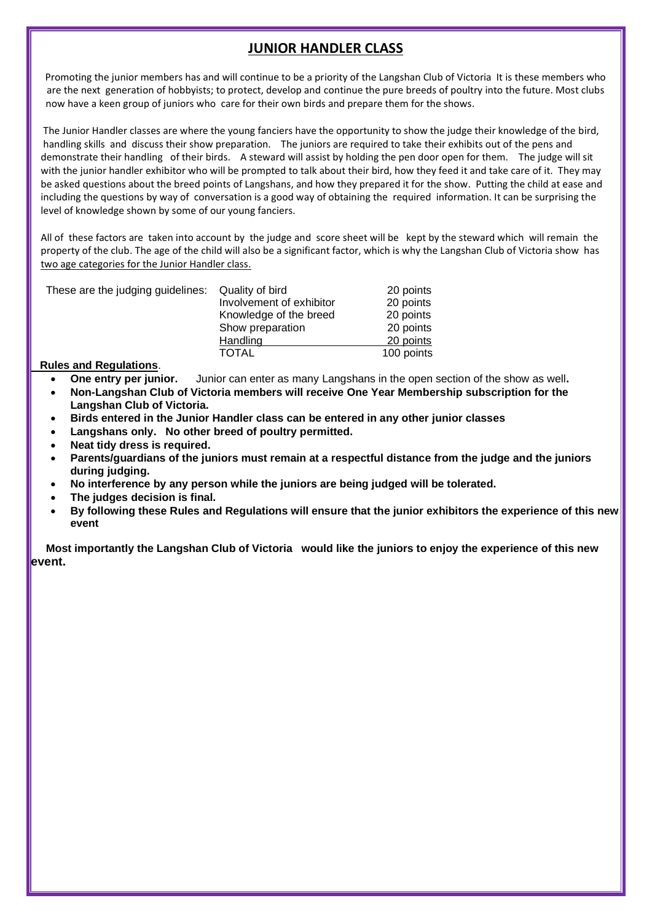# JUNIOR HANDLER CLASS

Promoting the junior members has and will continue to be a priority of the Langshan Club of Victoria It is these members who are the next generation of hobbyists; to protect, develop and continue the pure breeds of poultry into the future. Most clubs now have a keen group of juniors who care for their own birds and prepare them for the shows.

The Junior Handler classes are where the young fanciers have the opportunity to show the judge their knowledge of the bird, handling skills and discuss their show preparation. The juniors are required to take their exhibits out of the pens and demonstrate their handling of their birds. A steward will assist by holding the pen door open for them. The judge will sit with the junior handler exhibitor who will be prompted to talk about their bird, how they feed it and take care of it. They may be asked questions about the breed points of Langshans, and how they prepared it for the show. Putting the child at ease and including the questions by way of conversation is a good way of obtaining the required information. It can be surprising the level of knowledge shown by some of our young fanciers.

All of these factors are taken into account by the judge and score sheet will be kept by the steward which will remain the property of the club. The age of the child will also be a significant factor, which is why the Langshan Club of Victoria show has <u>two age categories for the Junior Handler class.</u>

| These are the judging guidelines: | | |
|---|---|---|
| | Quality of bird | 20 points |
| | Involvement of exhibitor | 20 points |
| | Knowledge of the breed | 20 points |
| | Show preparation | 20 points |
| | Handling | 20 points |
| | TOTAL | 100 points |

**Rules and Regulations**.

- **One entry per junior.** Junior can enter as many Langshans in the open section of the show as well**.**
- **Non-Langshan Club of Victoria members will receive One Year Membership subscription for the Langshan Club of Victoria.**
- **Birds entered in the Junior Handler class can be entered in any other junior classes**
- **Langshans only. No other breed of poultry permitted.**
- **Neat tidy dress is required.**
- **Parents/guardians of the juniors must remain at a respectful distance from the judge and the juniors during judging.**
- **No interference by any person while the juniors are being judged will be tolerated.**
- **The judges decision is final.**
- **By following these Rules and Regulations will ensure that the junior exhibitors the experience of this new event**

**Most importantly the Langshan Club of Victoria would like the juniors to enjoy the experience of this new event.**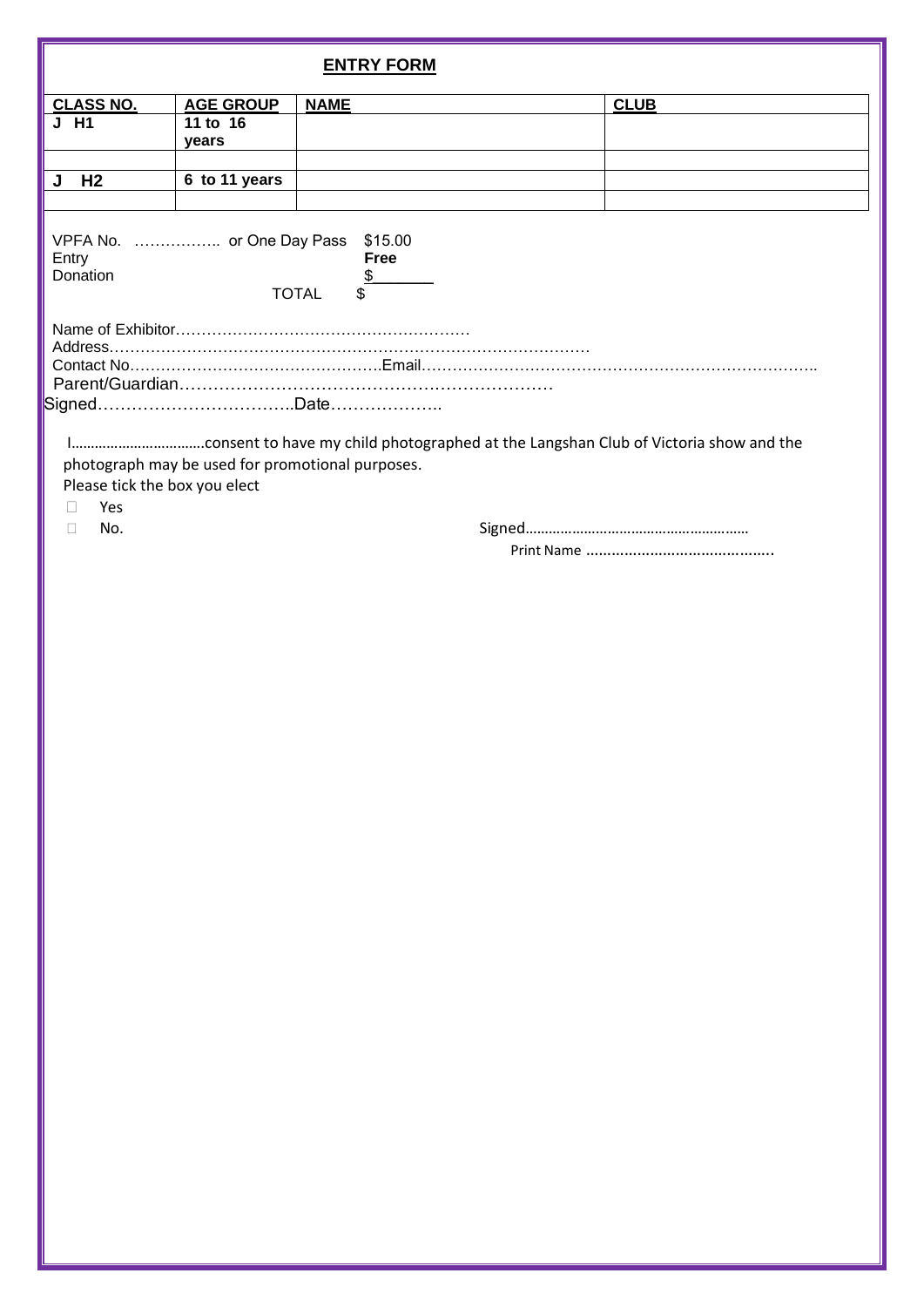## ENTRY FORM

| CLASS NO. | AGE GROUP | NAME | CLUB |
|---|---|---|---|
| J H1 | 11 to 16 years | | |
| | | | |
| J H2 | 6 to 11 years | | |
| | | | |

VPFA No. …………….. or One Day Pass $15.00
Entry Free
Donation $______
TOTAL $

Name of Exhibitor…………………………………………………
Address………………………………………………………………………………………
Contact No………………………………………….Email………………………………………………………………….
Parent/Guardian…………………………………………………………
Signed……………………………..Date………………..

I…………………………….consent to have my child photographed at the Langshan Club of Victoria show and the photograph may be used for promotional purposes.

Please tick the box you elect

- ☐ Yes
- ☐ No.

Signed…………………………………………………

Print Name ……………………………………..